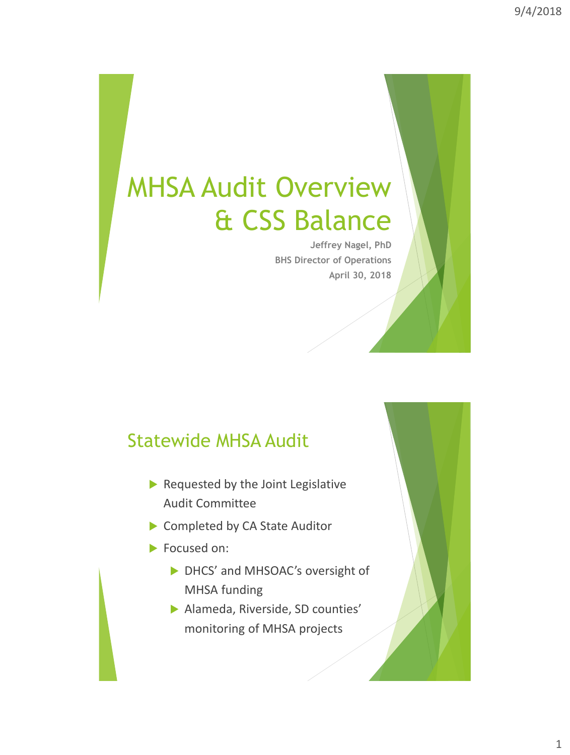# MHSA Audit Overview & CSS Balance

**Jeffrey Nagel, PhD**
**BHS Director of Operations**
**April 30, 2018**

## Statewide MHSA Audit

- Requested by the Joint Legislative Audit Committee
- Completed by CA State Auditor
- Focused on:
  - DHCS' and MHSOAC's oversight of MHSA funding
  - Alameda, Riverside, SD counties' monitoring of MHSA projects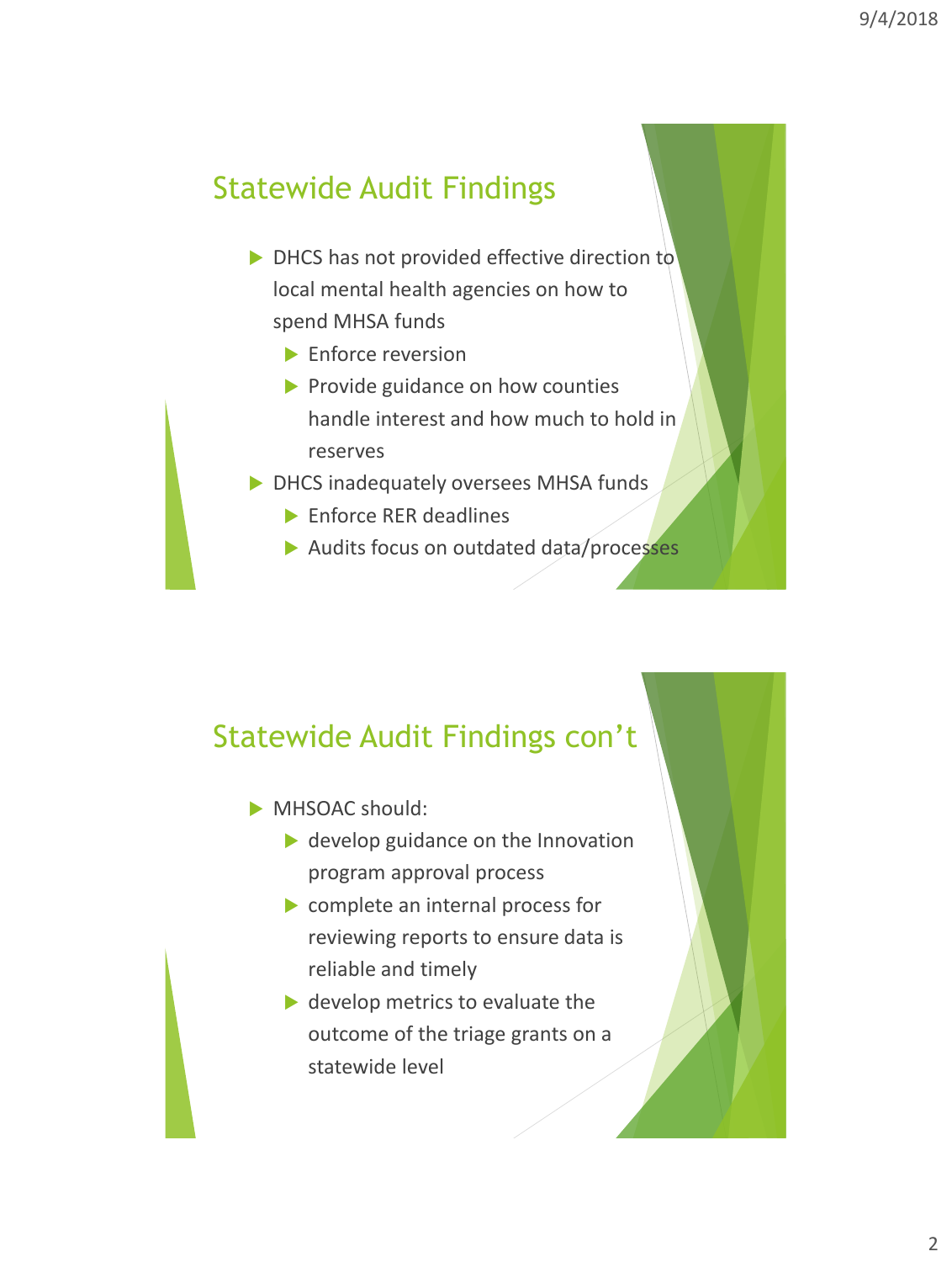## Statewide Audit Findings

- DHCS has not provided effective direction to local mental health agencies on how to spend MHSA funds
  - Enforce reversion
  - Provide guidance on how counties handle interest and how much to hold in reserves
- DHCS inadequately oversees MHSA funds
  - Enforce RER deadlines
  - Audits focus on outdated data/processes

## Statewide Audit Findings con't

- MHSOAC should:
  - develop guidance on the Innovation program approval process
  - complete an internal process for reviewing reports to ensure data is reliable and timely
  - develop metrics to evaluate the outcome of the triage grants on a statewide level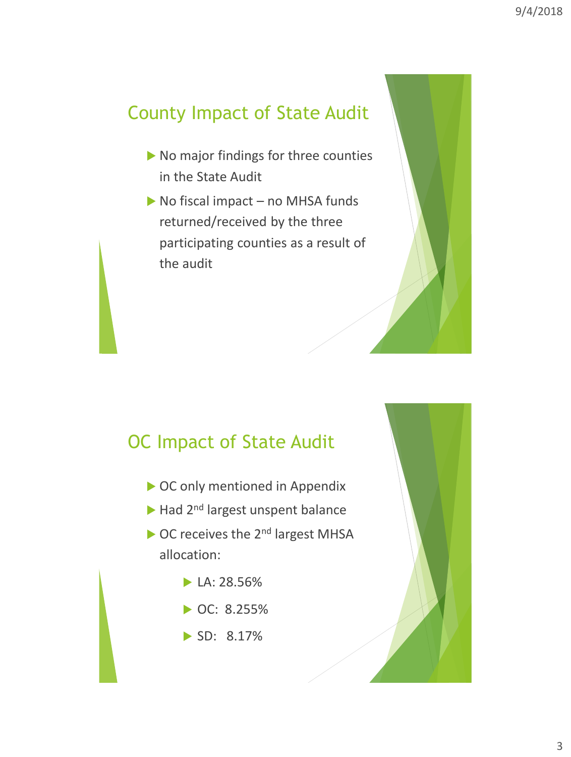## County Impact of State Audit

- No major findings for three counties in the State Audit
- No fiscal impact – no MHSA funds returned/received by the three participating counties as a result of the audit

## OC Impact of State Audit

- OC only mentioned in Appendix
- Had 2nd largest unspent balance
- OC receives the 2nd largest MHSA allocation:
  - LA: 28.56%
  - OC: 8.255%
  - SD: 8.17%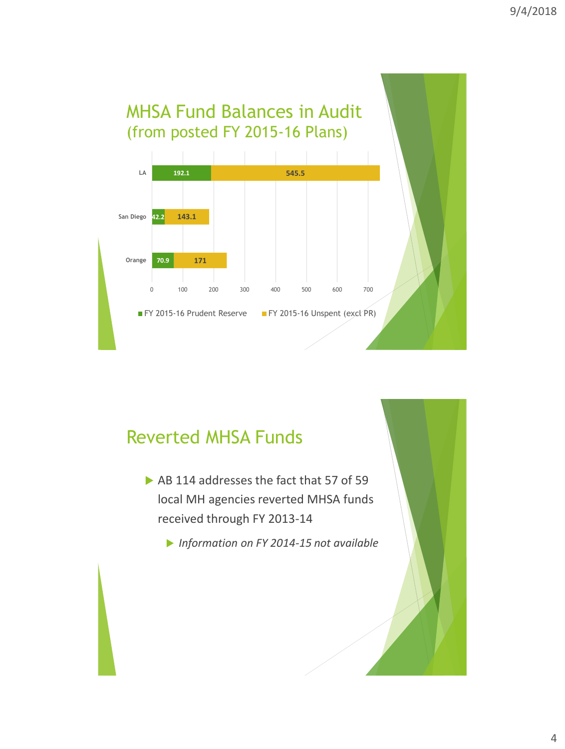## MHSA Fund Balances in Audit
### (from posted FY 2015-16 Plans)

| County | FY 2015-16 Prudent Reserve | FY 2015-16 Unspent (excl PR) |
|---|---|---|
| LA | 192.1 | 545.5 |
| San Diego | 42.2 | 143.1 |
| Orange | 70.9 | 171 |

## Reverted MHSA Funds

- AB 114 addresses the fact that 57 of 59 local MH agencies reverted MHSA funds received through FY 2013-14
  - *Information on FY 2014-15 not available*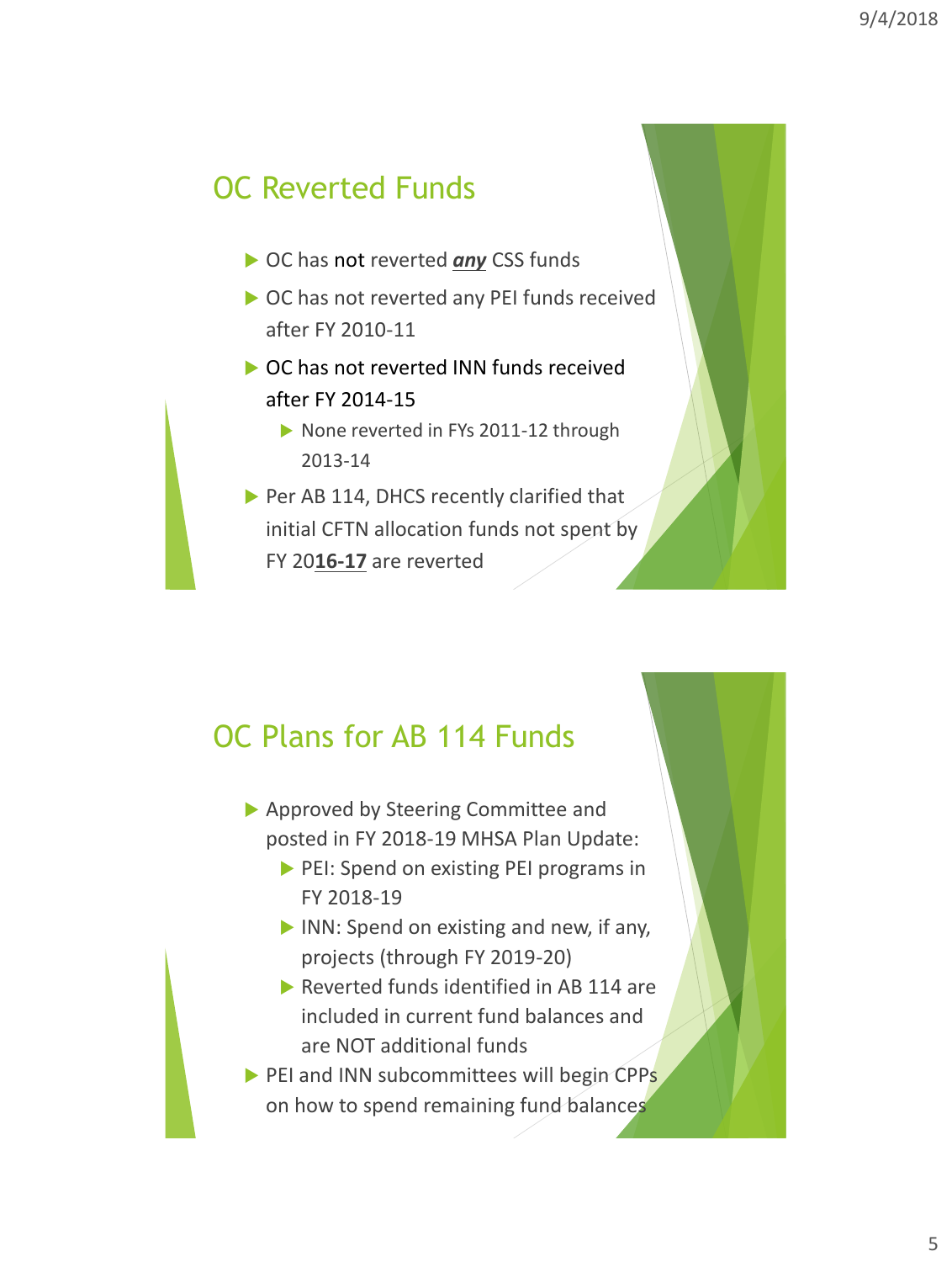## OC Reverted Funds

- OC has not reverted ***any*** CSS funds
- OC has not reverted any PEI funds received after FY 2010-11
- OC has not reverted INN funds received after FY 2014-15
  - None reverted in FYs 2011-12 through 2013-14
- Per AB 114, DHCS recently clarified that initial CFTN allocation funds not spent by FY 20**16-17** are reverted

## OC Plans for AB 114 Funds

- Approved by Steering Committee and posted in FY 2018-19 MHSA Plan Update:
  - PEI: Spend on existing PEI programs in FY 2018-19
  - INN: Spend on existing and new, if any, projects (through FY 2019-20)
  - Reverted funds identified in AB 114 are included in current fund balances and are NOT additional funds
- PEI and INN subcommittees will begin CPPs on how to spend remaining fund balances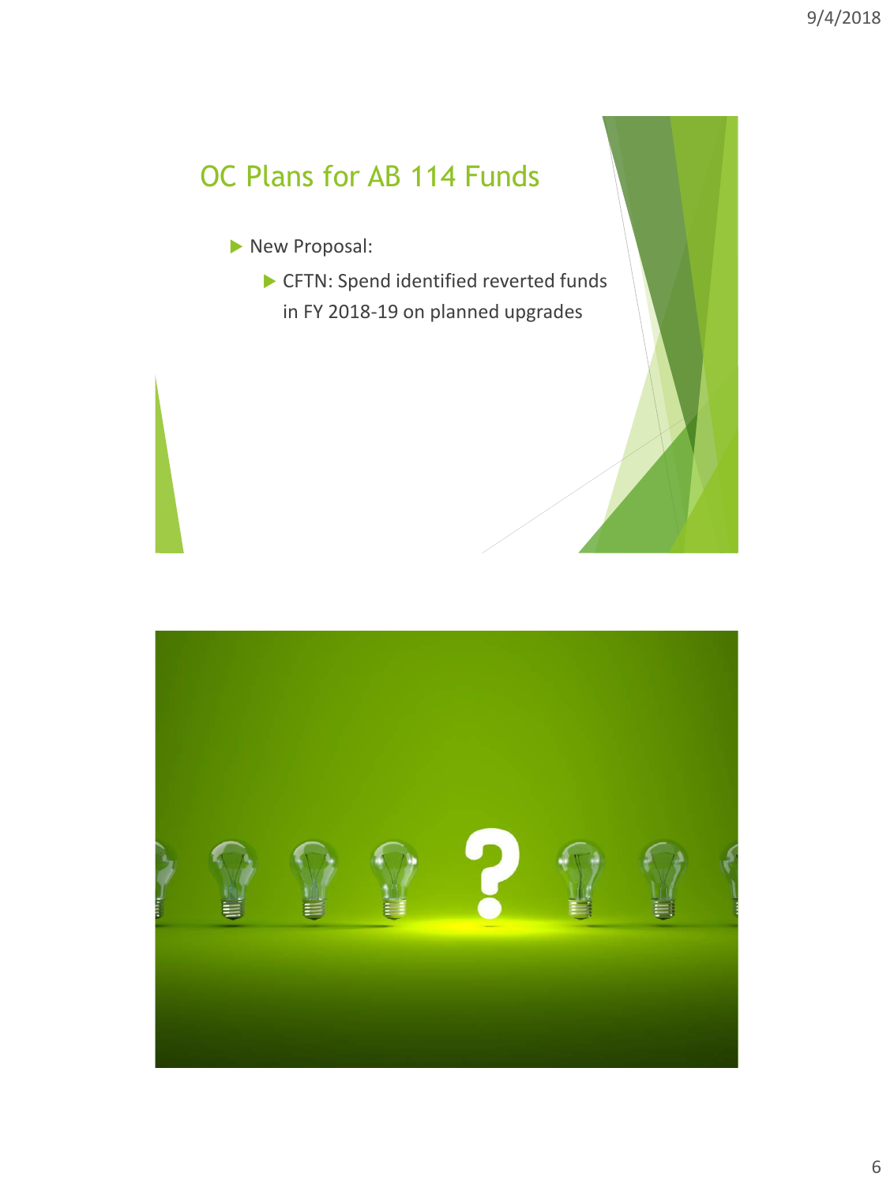## OC Plans for AB 114 Funds

- New Proposal:
  - CFTN: Spend identified reverted funds in FY 2018-19 on planned upgrades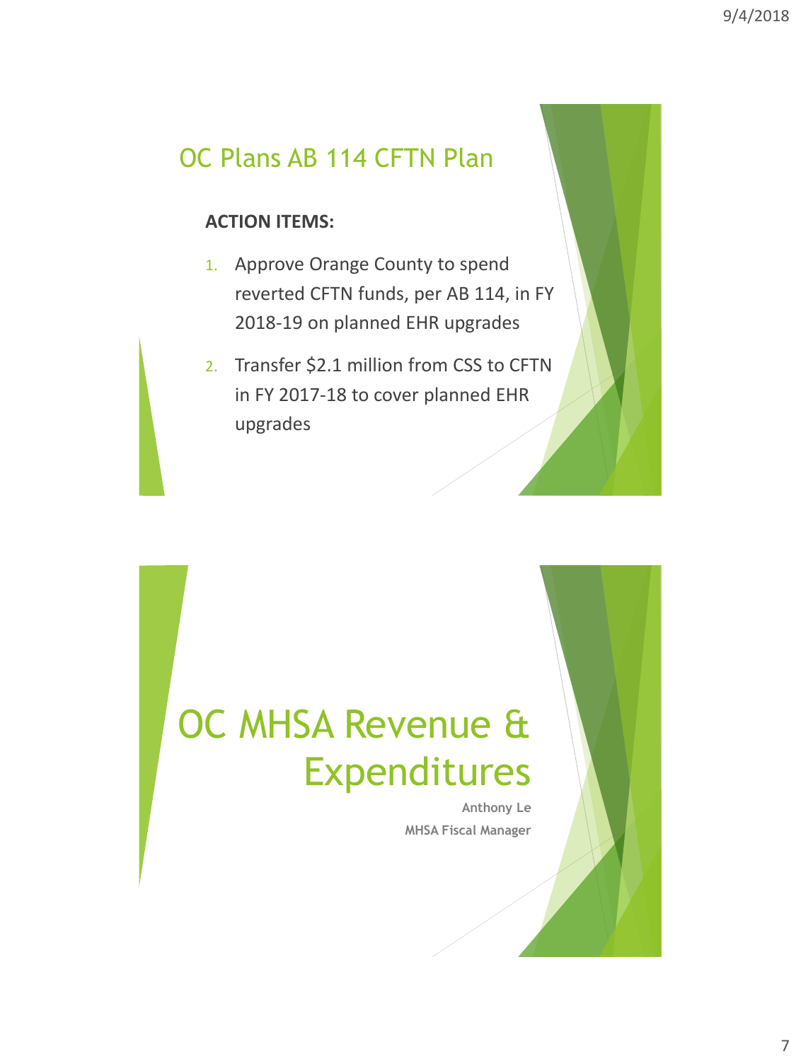## OC Plans AB 114 CFTN Plan

**ACTION ITEMS:**

1. Approve Orange County to spend reverted CFTN funds, per AB 114, in FY 2018-19 on planned EHR upgrades
2. Transfer $2.1 million from CSS to CFTN in FY 2017-18 to cover planned EHR upgrades

# OC MHSA Revenue & Expenditures

**Anthony Le**

**MHSA Fiscal Manager**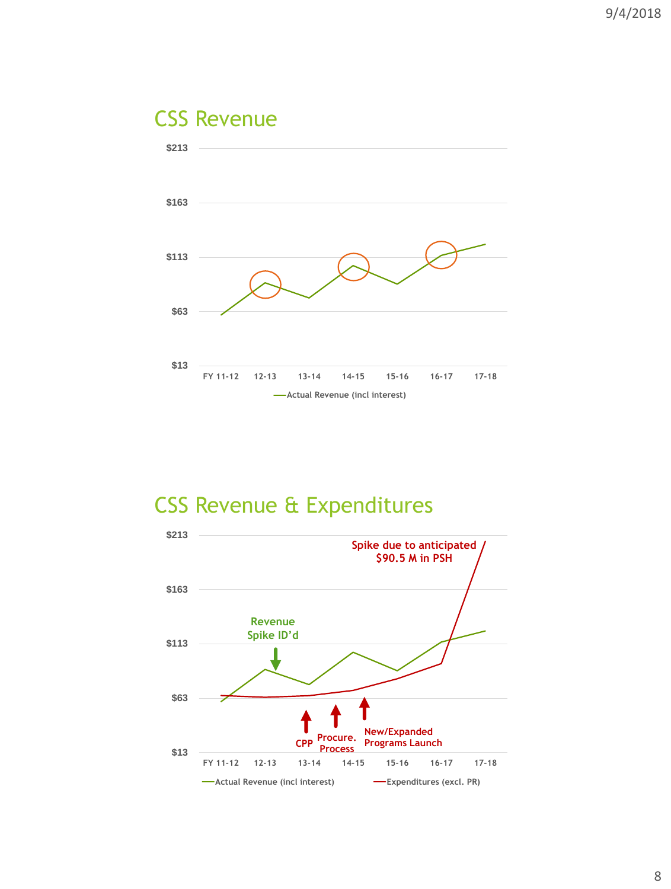## CSS Revenue

$213

$163

$113

$63

$13

FY 11-12 | 12-13 | 13-14 | 14-15 | 15-16 | 16-17 | 17-18

Actual Revenue (incl interest)

## CSS Revenue & Expenditures

$213

$163

$113

$63

$13

Spike due to anticipated $90.5 M in PSH

Revenue Spike ID'd

CPP

Procure. Process

New/Expanded Programs Launch

FY 11-12 | 12-13 | 13-14 | 14-15 | 15-16 | 16-17 | 17-18

Actual Revenue (incl interest)

Expenditures (excl. PR)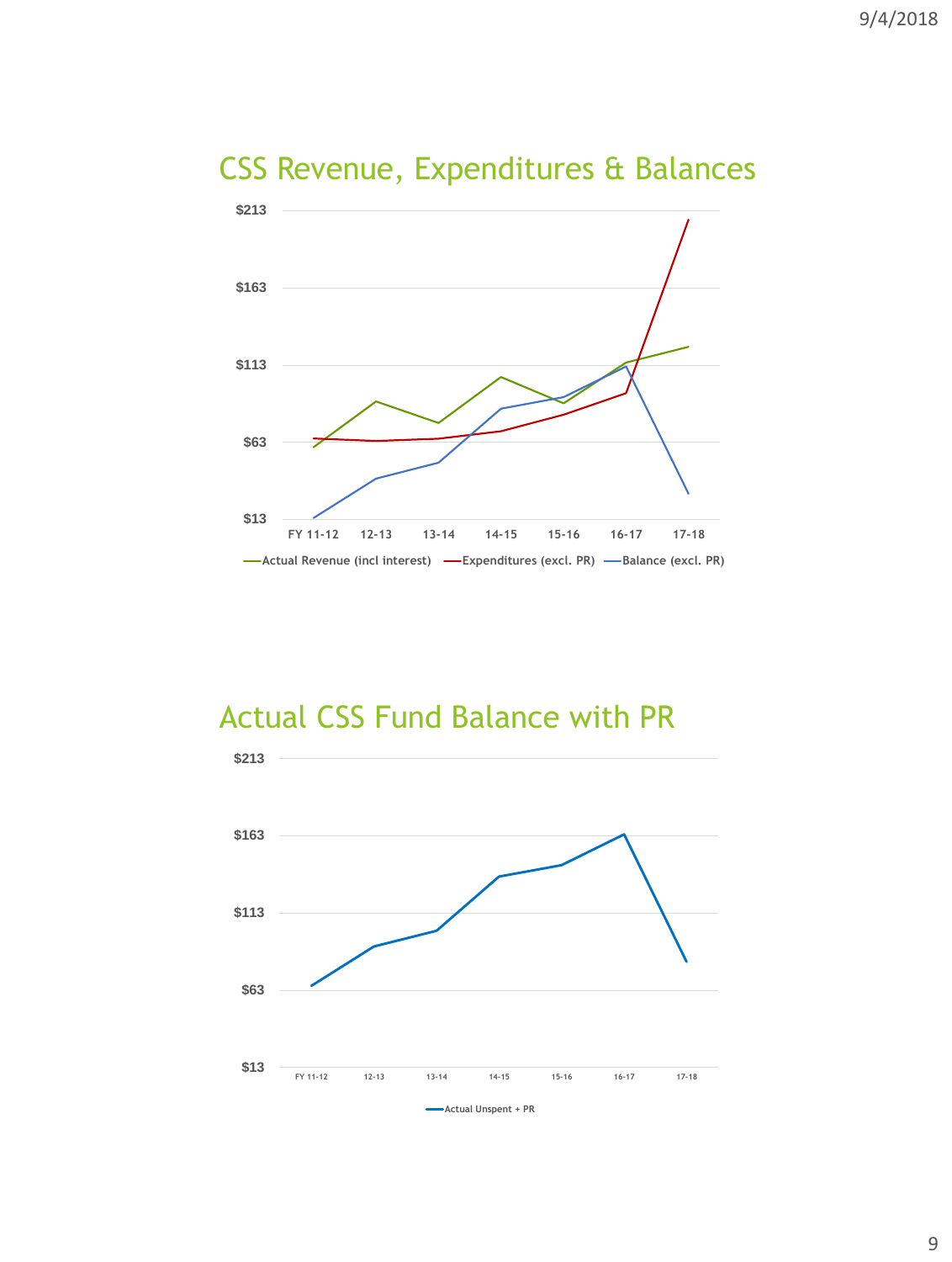## CSS Revenue, Expenditures & Balances

$213

$163

$113

$63

$13

FY 11-12 | 12-13 | 13-14 | 14-15 | 15-16 | 16-17 | 17-18

—Actual Revenue (incl interest) —Expenditures (excl. PR) —Balance (excl. PR)

## Actual CSS Fund Balance with PR

$213

$163

$113

$63

$13

FY 11-12 | 12-13 | 13-14 | 14-15 | 15-16 | 16-17 | 17-18

—Actual Unspent + PR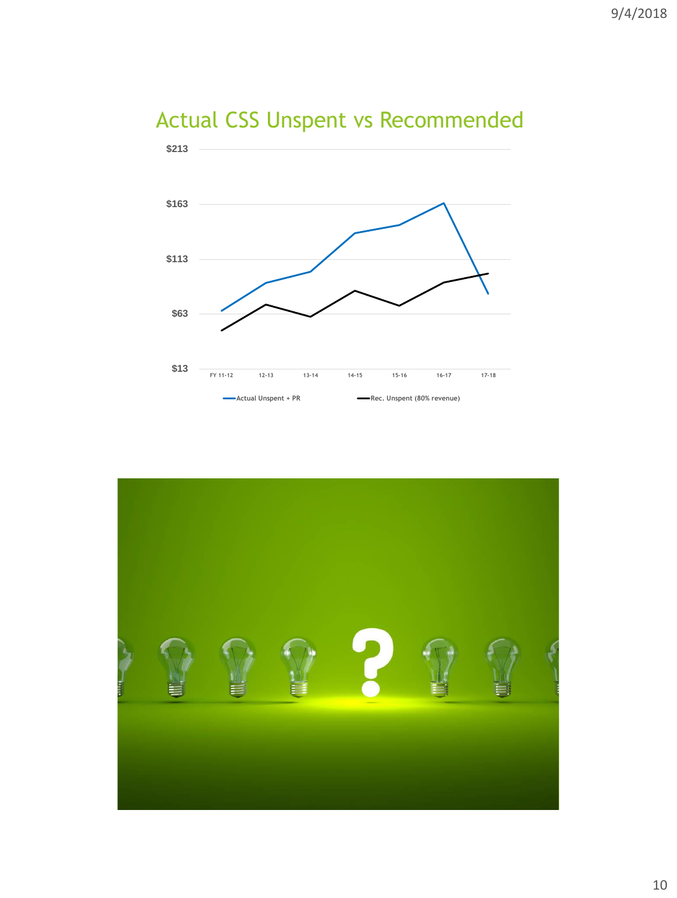# Actual CSS Unspent vs Recommended

$213

$163

$113

$63

$13

FY 11-12 12-13 13-14 14-15 15-16 16-17 17-18

Actual Unspent + PR

Rec. Unspent (80% revenue)